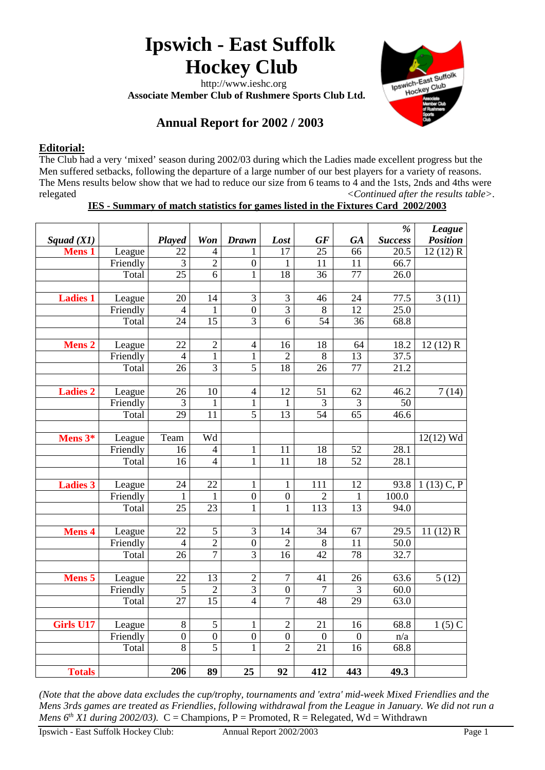# Ipswich - East Suffolk Hockey Club

http://www.ieshc.org

**Associate Member Club of Rushmere Sports Club Ltd.**

## Annual Report for 2002 / 2003

### Editorial:

The Club had a very 'mixed' season during 2002/03 during which the Ladies made excellent progress but the Men suffered setbacks, following the departure of a large number of our best players for a variety of reasons. The Mens results below show that we had to reduce our size from 6 teams to 4 and the 1sts, 2ndss and 4ths were relegated *<Continued after the results table>*.

**IES - Summary of match statistics for games listed in the Fixtures Card 2002/2003**

| *Squad (X1)* | | *Played* | *Won* | *Drawn* | *Lost* | *GF* | *GA* | *% Success* | *League Position* |
|---|---|---|---|---|---|---|---|---|---|
| **Mens 1** | League | 22 | 4 | 1 | 17 | 25 | 66 | 20.5 | 12 (12) R |
| | Friendly | 3 | 2 | 0 | 1 | 11 | 11 | 66.7 | |
| | Total | 25 | 6 | 1 | 18 | 36 | 77 | 26.0 | |
| | | | | | | | | | |
| **Ladies 1** | League | 20 | 14 | 3 | 3 | 46 | 24 | 77.5 | 3 (11) |
| | Friendly | 4 | 1 | 0 | 3 | 8 | 12 | 25.0 | |
| | Total | 24 | 15 | 3 | 6 | 54 | 36 | 68.8 | |
| | | | | | | | | | |
| **Mens 2** | League | 22 | 2 | 4 | 16 | 18 | 64 | 18.2 | 12 (12) R |
| | Friendly | 4 | 1 | 1 | 2 | 8 | 13 | 37.5 | |
| | Total | 26 | 3 | 5 | 18 | 26 | 77 | 21.2 | |
| | | | | | | | | | |
| **Ladies 2** | League | 26 | 10 | 4 | 12 | 51 | 62 | 46.2 | 7 (14) |
| | Friendly | 3 | 1 | 1 | 1 | 3 | 3 | 50 | |
| | Total | 29 | 11 | 5 | 13 | 54 | 65 | 46.6 | |
| | | | | | | | | | |
| **Mens 3*** | League | Team | Wd | | | | | | 12(12) Wd |
| | Friendly | 16 | 4 | 1 | 11 | 18 | 52 | 28.1 | |
| | Total | 16 | 4 | 1 | 11 | 18 | 52 | 28.1 | |
| | | | | | | | | | |
| **Ladies 3** | League | 24 | 22 | 1 | 1 | 111 | 12 | 93.8 | 1 (13) C, P |
| | Friendly | 1 | 1 | 0 | 0 | 2 | 1 | 100.0 | |
| | Total | 25 | 23 | 1 | 1 | 113 | 13 | 94.0 | |
| | | | | | | | | | |
| **Mens 4** | League | 22 | 5 | 3 | 14 | 34 | 67 | 29.5 | 11 (12) R |
| | Friendly | 4 | 2 | 0 | 2 | 8 | 11 | 50.0 | |
| | Total | 26 | 7 | 3 | 16 | 42 | 78 | 32.7 | |
| | | | | | | | | | |
| **Mens 5** | League | 22 | 13 | 2 | 7 | 41 | 26 | 63.6 | 5 (12) |
| | Friendly | 5 | 2 | 3 | 0 | 7 | 3 | 60.0 | |
| | Total | 27 | 15 | 4 | 7 | 48 | 29 | 63.0 | |
| | | | | | | | | | |
| **Girls U17** | League | 8 | 5 | 1 | 2 | 21 | 16 | 68.8 | 1 (5) C |
| | Friendly | 0 | 0 | 0 | 0 | 0 | 0 | n/a | |
| | Total | 8 | 5 | 1 | 2 | 21 | 16 | 68.8 | |
| | | | | | | | | | |
| **Totals** | | **206** | **89** | **25** | **92** | **412** | **443** | **49.3** | |

*(Note that the above data excludes the cup/trophy, tournaments and 'extra' mid-week Mixed Friendlies and the Mens 3rds games are treated as Friendlies, following withdrawal from the League in January. We did not run a Mens 6th X1 during 2002/03).* C = Champions, P = Promoted, R = Relegated, Wd = Withdrawn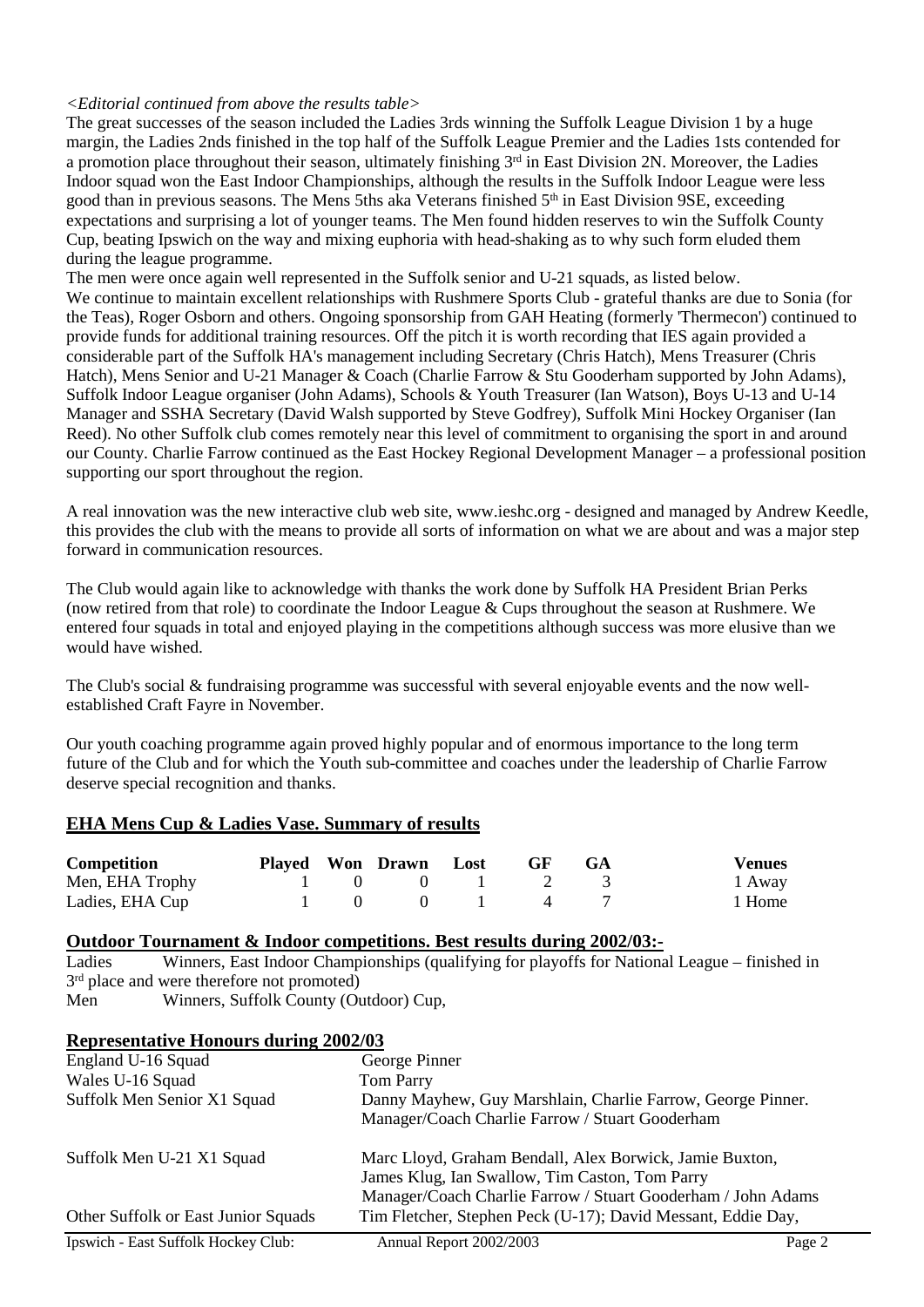*<Editorial continued from above the results table>*

The great successes of the season included the Ladies 3rds winning the Suffolk League Division 1 by a huge margin, the Ladies 2nds finished in the top half of the Suffolk League Premier and the Ladies 1sts contended for a promotion place throughout their season, ultimately finishing 3rd in East Division 2N. Moreover, the Ladies Indoor squad won the East Indoor Championships, although the results in the Suffolk Indoor League were less good than in previous seasons. The Mens 5ths aka Veterans finished 5th in East Division 9SE, exceeding expectations and surprising a lot of younger teams. The Men found hidden reserves to win the Suffolk County Cup, beating Ipswich on the way and mixing euphoria with head-shaking as to why such form eluded them during the league programme.

The men were once again well represented in the Suffolk senior and U-21 squads, as listed below.

We continue to maintain excellent relationships with Rushmere Sports Club - grateful thanks are due to Sonia (for the Teas), Roger Osborn and others. Ongoing sponsorship from GAH Heating (formerly 'Thermecon') continued to provide funds for additional training resources. Off the pitch it is worth recording that IES again provided a considerable part of the Suffolk HA's management including Secretary (Chris Hatch), Mens Treasurer (Chris Hatch), Mens Senior and U-21 Manager & Coach (Charlie Farrow & Stu Gooderham supported by John Adams), Suffolk Indoor League organiser (John Adams), Schools & Youth Treasurer (Ian Watson), Boys U-13 and U-14 Manager and SSHA Secretary (David Walsh supported by Steve Godfrey), Suffolk Mini Hockey Organiser (Ian Reed). No other Suffolk club comes remotely near this level of commitment to organising the sport in and around our County. Charlie Farrow continued as the East Hockey Regional Development Manager – a professional position supporting our sport throughout the region.

A real innovation was the new interactive club web site, www.ieshc.org - designed and managed by Andrew Keedle, this provides the club with the means to provide all sorts of information on what we are about and was a major step forward in communication resources.

The Club would again like to acknowledge with thanks the work done by Suffolk HA President Brian Perks (now retired from that role) to coordinate the Indoor League & Cups throughout the season at Rushmere. We entered four squads in total and enjoyed playing in the competitions although success was more elusive than we would have wished.

The Club's social & fundraising programme was successful with several enjoyable events and the now well-established Craft Fayre in November.

Our youth coaching programme again proved highly popular and of enormous importance to the long term future of the Club and for which the Youth sub-committee and coaches under the leadership of Charlie Farrow deserve special recognition and thanks.

## EHA Mens Cup & Ladies Vase. Summary of results

| Competition | Played | Won | Drawn | Lost | GF | GA | Venues |
|---|---|---|---|---|---|---|---|
| Men, EHA Trophy | 1 | 0 | 0 | 1 | 2 | 3 | 1 Away |
| Ladies, EHA Cup | 1 | 0 | 0 | 1 | 4 | 7 | 1 Home |

## Outdoor Tournament & Indoor competitions. Best results during 2002/03:-

Ladies Winners, East Indoor Championships (qualifying for playoffs for National League – finished in 3rd place and were therefore not promoted)

Men Winners, Suffolk County (Outdoor) Cup,

## Representative Honours during 2002/03

| | |
|---|---|
| England U-16 Squad | George Pinner |
| Wales U-16 Squad | Tom Parry |
| Suffolk Men Senior X1 Squad | Danny Mayhew, Guy Marshlain, Charlie Farrow, George Pinner. Manager/Coach Charlie Farrow / Stuart Gooderham |
| Suffolk Men U-21 X1 Squad | Marc Lloyd, Graham Bendall, Alex Borwick, Jamie Buxton, James Klug, Ian Swallow, Tim Caston, Tom Parry Manager/Coach Charlie Farrow / Stuart Gooderham / John Adams |
| Other Suffolk or East Junior Squads | Tim Fletcher, Stephen Peck (U-17); David Messant, Eddie Day, |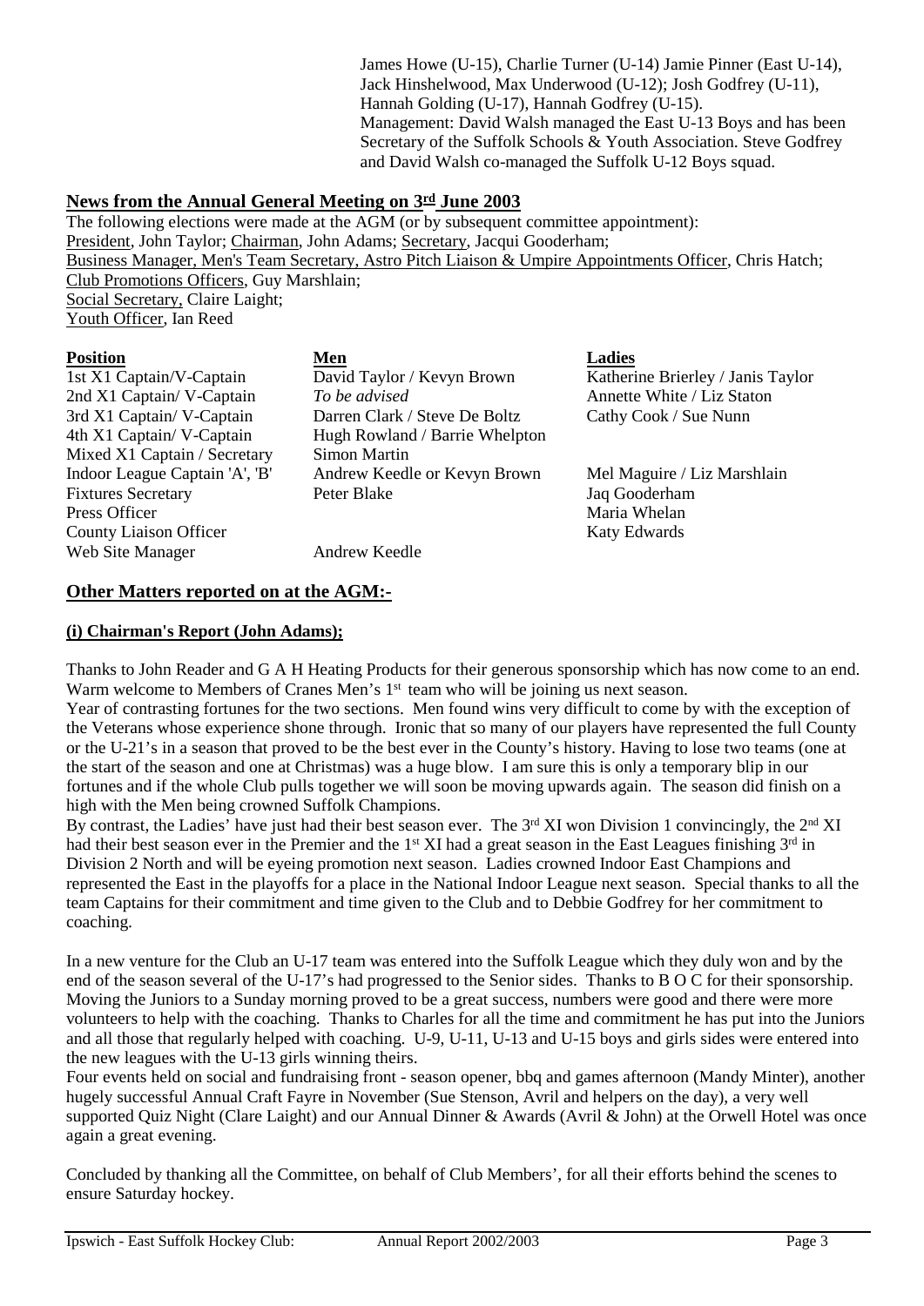James Howe (U-15), Charlie Turner (U-14) Jamie Pinner (East U-14), Jack Hinshelwood, Max Underwood (U-12); Josh Godfrey (U-11), Hannah Golding (U-17), Hannah Godfrey (U-15).
Management: David Walsh managed the East U-13 Boys and has been Secretary of the Suffolk Schools & Youth Association. Steve Godfrey and David Walsh co-managed the Suffolk U-12 Boys squad.

## News from the Annual General Meeting on 3rd June 2003

The following elections were made at the AGM (or by subsequent committee appointment):
President, John Taylor; Chairman, John Adams; Secretary, Jacqui Gooderham;
Business Manager, Men's Team Secretary, Astro Pitch Liaison & Umpire Appointments Officer, Chris Hatch;
Club Promotions Officers, Guy Marshlain;
Social Secretary, Claire Laight;
Youth Officer, Ian Reed

| Position | Men | Ladies |
|---|---|---|
| 1st X1 Captain/V-Captain | David Taylor / Kevyn Brown | Katherine Brierley / Janis Taylor |
| 2nd X1 Captain/ V-Captain | *To be advised* | Annette White / Liz Staton |
| 3rd X1 Captain/ V-Captain | Darren Clark / Steve De Boltz | Cathy Cook / Sue Nunn |
| 4th X1 Captain/ V-Captain | Hugh Rowland / Barrie Whelpton | |
| Mixed X1 Captain / Secretary | Simon Martin | |
| Indoor League Captain 'A', 'B' | Andrew Keedle or Kevyn Brown | Mel Maguire / Liz Marshlain |
| Fixtures Secretary | Peter Blake | Jaq Gooderham |
| Press Officer | | Maria Whelan |
| County Liaison Officer | | Katy Edwards |
| Web Site Manager | Andrew Keedle | |

## Other Matters reported on at the AGM:-

### (i) Chairman's Report (John Adams);

Thanks to John Reader and G A H Heating Products for their generous sponsorship which has now come to an end. Warm welcome to Members of Cranes Men's 1st team who will be joining us next season.
Year of contrasting fortunes for the two sections. Men found wins very difficult to come by with the exception of the Veterans whose experience shone through. Ironic that so many of our players have represented the full County or the U-21's in a season that proved to be the best ever in the County's history. Having to lose two teams (one at the start of the season and one at Christmas) was a huge blow. I am sure this is only a temporary blip in our fortunes and if the whole Club pulls together we will soon be moving upwards again. The season did finish on a high with the Men being crowned Suffolk Champions.
By contrast, the Ladies' have just had their best season ever. The 3rd XI won Division 1 convincingly, the 2nd XI had their best season ever in the Premier and the 1st XI had a great season in the East Leagues finishing 3rd in Division 2 North and will be eyeing promotion next season. Ladies crowned Indoor East Champions and represented the East in the playoffs for a place in the National Indoor League next season. Special thanks to all the team Captains for their commitment and time given to the Club and to Debbie Godfrey for her commitment to coaching.

In a new venture for the Club an U-17 team was entered into the Suffolk League which they duly won and by the end of the season several of the U-17's had progressed to the Senior sides. Thanks to B O C for their sponsorship. Moving the Juniors to a Sunday morning proved to be a great success, numbers were good and there were more volunteers to help with the coaching. Thanks to Charles for all the time and commitment he has put into the Juniors and all those that regularly helped with coaching. U-9, U-11, U-13 and U-15 boys and girls sides were entered into the new leagues with the U-13 girls winning theirs.
Four events held on social and fundraising front - season opener, bbq and games afternoon (Mandy Minter), another hugely successful Annual Craft Fayre in November (Sue Stenson, Avril and helpers on the day), a very well supported Quiz Night (Clare Laight) and our Annual Dinner & Awards (Avril & John) at the Orwell Hotel was once again a great evening.

Concluded by thanking all the Committee, on behalf of Club Members', for all their efforts behind the scenes to ensure Saturday hockey.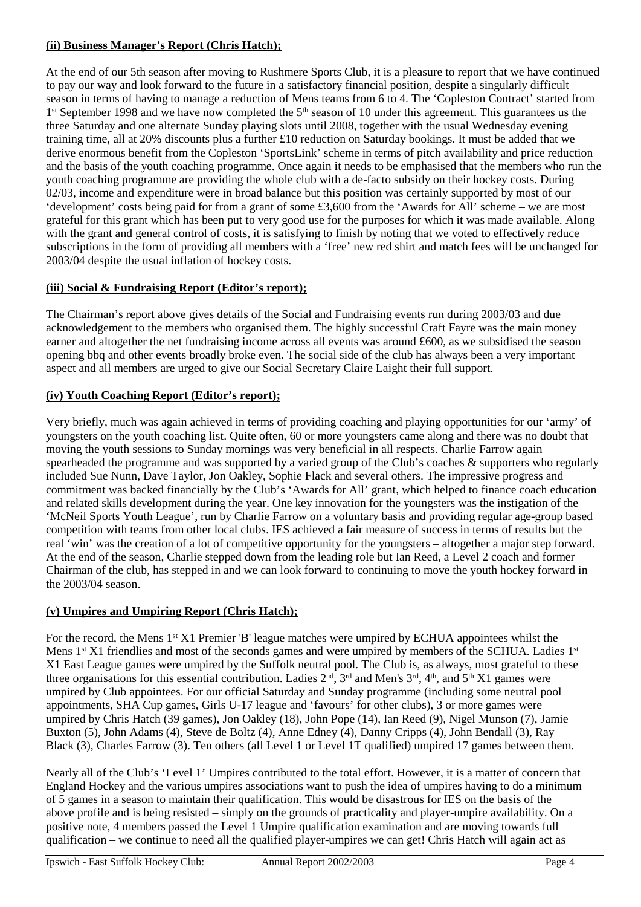**(ii) Business Manager's Report (Chris Hatch);**

At the end of our 5th season after moving to Rushmere Sports Club, it is a pleasure to report that we have continued to pay our way and look forward to the future in a satisfactory financial position, despite a singularly difficult season in terms of having to manage a reduction of Mens teams from 6 to 4. The 'Copleston Contract' started from 1st September 1998 and we have now completed the 5th season of 10 under this agreement. This guarantees us the three Saturday and one alternate Sunday playing slots until 2008, together with the usual Wednesday evening training time, all at 20% discounts plus a further £10 reduction on Saturday bookings. It must be added that we derive enormous benefit from the Copleston 'SportsLink' scheme in terms of pitch availability and price reduction and the basis of the youth coaching programme. Once again it needs to be emphasised that the members who run the youth coaching programme are providing the whole club with a de-facto subsidy on their hockey costs. During 02/03, income and expenditure were in broad balance but this position was certainly supported by most of our 'development' costs being paid for from a grant of some £3,600 from the 'Awards for All' scheme – we are most grateful for this grant which has been put to very good use for the purposes for which it was made available. Along with the grant and general control of costs, it is satisfying to finish by noting that we voted to effectively reduce subscriptions in the form of providing all members with a 'free' new red shirt and match fees will be unchanged for 2003/04 despite the usual inflation of hockey costs.

**(iii) Social & Fundraising Report (Editor's report);**

The Chairman's report above gives details of the Social and Fundraising events run during 2003/03 and due acknowledgement to the members who organised them. The highly successful Craft Fayre was the main money earner and altogether the net fundraising income across all events was around £600, as we subsidised the season opening bbq and other events broadly broke even. The social side of the club has always been a very important aspect and all members are urged to give our Social Secretary Claire Laight their full support.

**(iv) Youth Coaching Report (Editor's report);**

Very briefly, much was again achieved in terms of providing coaching and playing opportunities for our 'army' of youngsters on the youth coaching list. Quite often, 60 or more youngsters came along and there was no doubt that moving the youth sessions to Sunday mornings was very beneficial in all respects. Charlie Farrow again spearheaded the programme and was supported by a varied group of the Club's coaches & supporters who regularly included Sue Nunn, Dave Taylor, Jon Oakley, Sophie Flack and several others. The impressive progress and commitment was backed financially by the Club's 'Awards for All' grant, which helped to finance coach education and related skills development during the year. One key innovation for the youngsters was the instigation of the 'McNeil Sports Youth League', run by Charlie Farrow on a voluntary basis and providing regular age-group based competition with teams from other local clubs. IES achieved a fair measure of success in terms of results but the real 'win' was the creation of a lot of competitive opportunity for the youngsters – altogether a major step forward. At the end of the season, Charlie stepped down from the leading role but Ian Reed, a Level 2 coach and former Chairman of the club, has stepped in and we can look forward to continuing to move the youth hockey forward in the 2003/04 season.

**(v) Umpires and Umpiring Report (Chris Hatch);**

For the record, the Mens 1st X1 Premier 'B' league matches were umpired by ECHUA appointees whilst the Mens 1st X1 friendlies and most of the seconds games and were umpired by members of the SCHUA. Ladies 1st X1 East League games were umpired by the Suffolk neutral pool. The Club is, as always, most grateful to these three organisations for this essential contribution. Ladies 2nd, 3rd and Men's 3rd, 4th, and 5th X1 games were umpired by Club appointees. For our official Saturday and Sunday programme (including some neutral pool appointments, SHA Cup games, Girls U-17 league and 'favours' for other clubs), 3 or more games were umpired by Chris Hatch (39 games), Jon Oakley (18), John Pope (14), Ian Reed (9), Nigel Munson (7), Jamie Buxton (5), John Adams (4), Steve de Boltz (4), Anne Edney (4), Danny Cripps (4), John Bendall (3), Ray Black (3), Charles Farrow (3). Ten others (all Level 1 or Level 1T qualified) umpired 17 games between them.

Nearly all of the Club's 'Level 1' Umpires contributed to the total effort. However, it is a matter of concern that England Hockey and the various umpires associations want to push the idea of umpires having to do a minimum of 5 games in a season to maintain their qualification. This would be disastrous for IES on the basis of the above profile and is being resisted – simply on the grounds of practicality and player-umpire availability. On a positive note, 4 members passed the Level 1 Umpire qualification examination and are moving towards full qualification – we continue to need all the qualified player-umpires we can get! Chris Hatch will again act as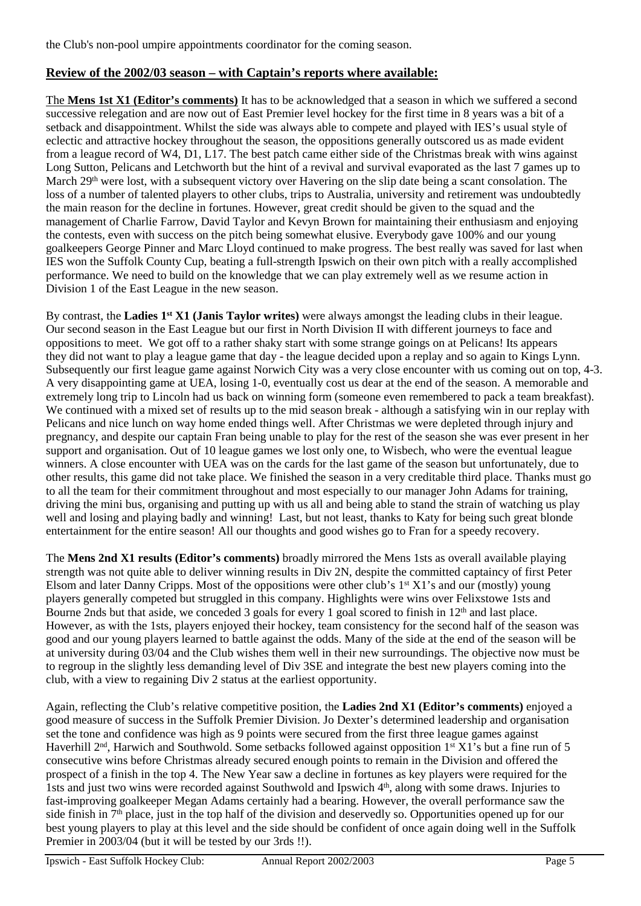the Club's non-pool umpire appointments coordinator for the coming season.

## Review of the 2002/03 season – with Captain's reports where available:

The **Mens 1st X1 (Editor's comments)** It has to be acknowledged that a season in which we suffered a second successive relegation and are now out of East Premier level hockey for the first time in 8 years was a bit of a setback and disappointment. Whilst the side was always able to compete and played with IES's usual style of eclectic and attractive hockey throughout the season, the oppositions generally outscored us as made evident from a league record of W4, D1, L17. The best patch came either side of the Christmas break with wins against Long Sutton, Pelicans and Letchworth but the hint of a revival and survival evaporated as the last 7 games up to March 29th were lost, with a subsequent victory over Havering on the slip date being a scant consolation. The loss of a number of talented players to other clubs, trips to Australia, university and retirement was undoubtedly the main reason for the decline in fortunes. However, great credit should be given to the squad and the management of Charlie Farrow, David Taylor and Kevyn Brown for maintaining their enthusiasm and enjoying the contests, even with success on the pitch being somewhat elusive. Everybody gave 100% and our young goalkeepers George Pinner and Marc Lloyd continued to make progress. The best really was saved for last when IES won the Suffolk County Cup, beating a full-strength Ipswich on their own pitch with a really accomplished performance. We need to build on the knowledge that we can play extremely well as we resume action in Division 1 of the East League in the new season.

By contrast, the **Ladies 1st X1 (Janis Taylor writes)** were always amongst the leading clubs in their league. Our second season in the East League but our first in North Division II with different journeys to face and oppositions to meet. We got off to a rather shaky start with some strange goings on at Pelicans! Its appears they did not want to play a league game that day - the league decided upon a replay and so again to Kings Lynn. Subsequently our first league game against Norwich City was a very close encounter with us coming out on top, 4-3. A very disappointing game at UEA, losing 1-0, eventually cost us dear at the end of the season. A memorable and extremely long trip to Lincoln had us back on winning form (someone even remembered to pack a team breakfast). We continued with a mixed set of results up to the mid season break - although a satisfying win in our replay with Pelicans and nice lunch on way home ended things well. After Christmas we were depleted through injury and pregnancy, and despite our captain Fran being unable to play for the rest of the season she was ever present in her support and organisation. Out of 10 league games we lost only one, to Wisbech, who were the eventual league winners. A close encounter with UEA was on the cards for the last game of the season but unfortunately, due to other results, this game did not take place. We finished the season in a very creditable third place. Thanks must go to all the team for their commitment throughout and most especially to our manager John Adams for training, driving the mini bus, organising and putting up with us all and being able to stand the strain of watching us play well and losing and playing badly and winning! Last, but not least, thanks to Katy for being such great blonde entertainment for the entire season! All our thoughts and good wishes go to Fran for a speedy recovery.

The **Mens 2nd X1 results (Editor's comments)** broadly mirrored the Mens 1sts as overall available playing strength was not quite able to deliver winning results in Div 2N, despite the committed captaincy of first Peter Elsom and later Danny Cripps. Most of the oppositions were other club's 1st X1's and our (mostly) young players generally competed but struggled in this company. Highlights were wins over Felixstowe 1sts and Bourne 2nds but that aside, we conceded 3 goals for every 1 goal scored to finish in 12th and last place. However, as with the 1sts, players enjoyed their hockey, team consistency for the second half of the season was good and our young players learned to battle against the odds. Many of the side at the end of the season will be at university during 03/04 and the Club wishes them well in their new surroundings. The objective now must be to regroup in the slightly less demanding level of Div 3SE and integrate the best new players coming into the club, with a view to regaining Div 2 status at the earliest opportunity.

Again, reflecting the Club's relative competitive position, the **Ladies 2nd X1 (Editor's comments)** enjoyed a good measure of success in the Suffolk Premier Division. Jo Dexter's determined leadership and organisation set the tone and confidence was high as 9 points were secured from the first three league games against Haverhill 2nd, Harwich and Southwold. Some setbacks followed against opposition 1st X1's but a fine run of 5 consecutive wins before Christmas already secured enough points to remain in the Division and offered the prospect of a finish in the top 4. The New Year saw a decline in fortunes as key players were required for the 1sts and just two wins were recorded against Southwold and Ipswich 4th, along with some draws. Injuries to fast-improving goalkeeper Megan Adams certainly had a bearing. However, the overall performance saw the side finish in 7th place, just in the top half of the division and deservedly so. Opportunities opened up for our best young players to play at this level and the side should be confident of once again doing well in the Suffolk Premier in 2003/04 (but it will be tested by our 3rds !!).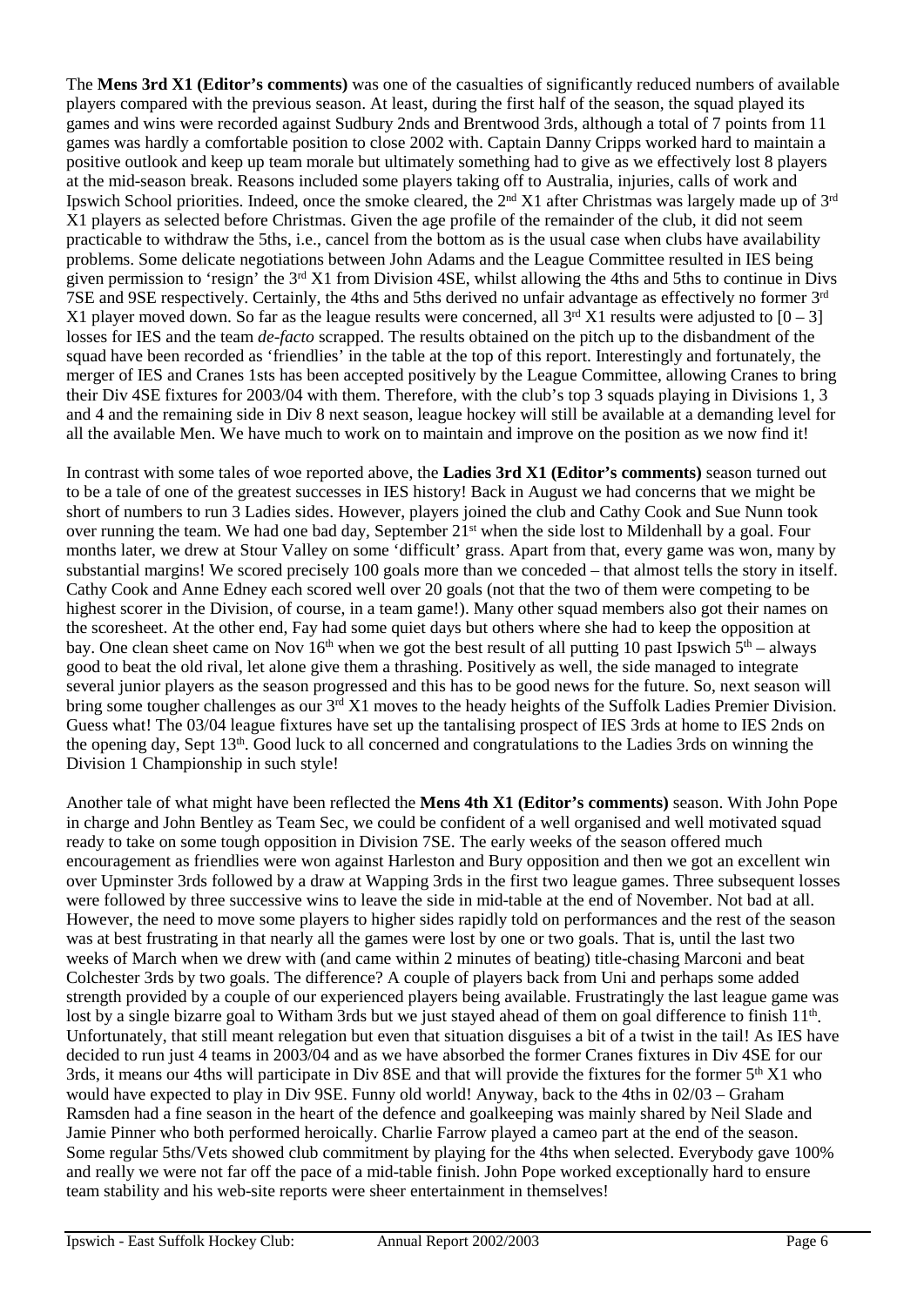The **Mens 3rd X1 (Editor's comments)** was one of the casualties of significantly reduced numbers of available players compared with the previous season. At least, during the first half of the season, the squad played its games and wins were recorded against Sudbury 2nds and Brentwood 3rds, although a total of 7 points from 11 games was hardly a comfortable position to close 2002 with. Captain Danny Cripps worked hard to maintain a positive outlook and keep up team morale but ultimately something had to give as we effectively lost 8 players at the mid-season break. Reasons included some players taking off to Australia, injuries, calls of work and Ipswich School priorities. Indeed, once the smoke cleared, the 2nd X1 after Christmas was largely made up of 3rd X1 players as selected before Christmas. Given the age profile of the remainder of the club, it did not seem practicable to withdraw the 5ths, i.e., cancel from the bottom as is the usual case when clubs have availability problems. Some delicate negotiations between John Adams and the League Committee resulted in IES being given permission to 'resign' the 3rd X1 from Division 4SE, whilst allowing the 4ths and 5ths to continue in Divs 7SE and 9SE respectively. Certainly, the 4ths and 5ths derived no unfair advantage as effectively no former 3rd X1 player moved down. So far as the league results were concerned, all 3rd X1 results were adjusted to [0 – 3] losses for IES and the team *de-facto* scrapped. The results obtained on the pitch up to the disbandment of the squad have been recorded as 'friendlies' in the table at the top of this report. Interestingly and fortunately, the merger of IES and Cranes 1sts has been accepted positively by the League Committee, allowing Cranes to bring their Div 4SE fixtures for 2003/04 with them. Therefore, with the club's top 3 squads playing in Divisions 1, 3 and 4 and the remaining side in Div 8 next season, league hockey will still be available at a demanding level for all the available Men. We have much to work on to maintain and improve on the position as we now find it!

In contrast with some tales of woe reported above, the **Ladies 3rd X1 (Editor's comments)** season turned out to be a tale of one of the greatest successes in IES history! Back in August we had concerns that we might be short of numbers to run 3 Ladies sides. However, players joined the club and Cathy Cook and Sue Nunn took over running the team. We had one bad day, September 21st when the side lost to Mildenhall by a goal. Four months later, we drew at Stour Valley on some 'difficult' grass. Apart from that, every game was won, many by substantial margins! We scored precisely 100 goals more than we conceded – that almost tells the story in itself. Cathy Cook and Anne Edney each scored well over 20 goals (not that the two of them were competing to be highest scorer in the Division, of course, in a team game!). Many other squad members also got their names on the scoresheet. At the other end, Fay had some quiet days but others where she had to keep the opposition at bay. One clean sheet came on Nov 16th when we got the best result of all putting 10 past Ipswich 5th – always good to beat the old rival, let alone give them a thrashing. Positively as well, the side managed to integrate several junior players as the season progressed and this has to be good news for the future. So, next season will bring some tougher challenges as our 3rd X1 moves to the heady heights of the Suffolk Ladies Premier Division. Guess what! The 03/04 league fixtures have set up the tantalising prospect of IES 3rds at home to IES 2nds on the opening day, Sept 13th. Good luck to all concerned and congratulations to the Ladies 3rds on winning the Division 1 Championship in such style!

Another tale of what might have been reflected the **Mens 4th X1 (Editor's comments)** season. With John Pope in charge and John Bentley as Team Sec, we could be confident of a well organised and well motivated squad ready to take on some tough opposition in Division 7SE. The early weeks of the season offered much encouragement as friendlies were won against Harleston and Bury opposition and then we got an excellent win over Upminster 3rds followed by a draw at Wapping 3rds in the first two league games. Three subsequent losses were followed by three successive wins to leave the side in mid-table at the end of November. Not bad at all. However, the need to move some players to higher sides rapidly told on performances and the rest of the season was at best frustrating in that nearly all the games were lost by one or two goals. That is, until the last two weeks of March when we drew with (and came within 2 minutes of beating) title-chasing Marconi and beat Colchester 3rds by two goals. The difference? A couple of players back from Uni and perhaps some added strength provided by a couple of our experienced players being available. Frustratingly the last league game was lost by a single bizarre goal to Witham 3rds but we just stayed ahead of them on goal difference to finish 11th. Unfortunately, that still meant relegation but even that situation disguises a bit of a twist in the tail! As IES have decided to run just 4 teams in 2003/04 and as we have absorbed the former Cranes fixtures in Div 4SE for our 3rds, it means our 4ths will participate in Div 8SE and that will provide the fixtures for the former 5th X1 who would have expected to play in Div 9SE. Funny old world! Anyway, back to the 4ths in 02/03 – Graham Ramsden had a fine season in the heart of the defence and goalkeeping was mainly shared by Neil Slade and Jamie Pinner who both performed heroically. Charlie Farrow played a cameo part at the end of the season. Some regular 5ths/Vets showed club commitment by playing for the 4ths when selected. Everybody gave 100% and really we were not far off the pace of a mid-table finish. John Pope worked exceptionally hard to ensure team stability and his web-site reports were sheer entertainment in themselves!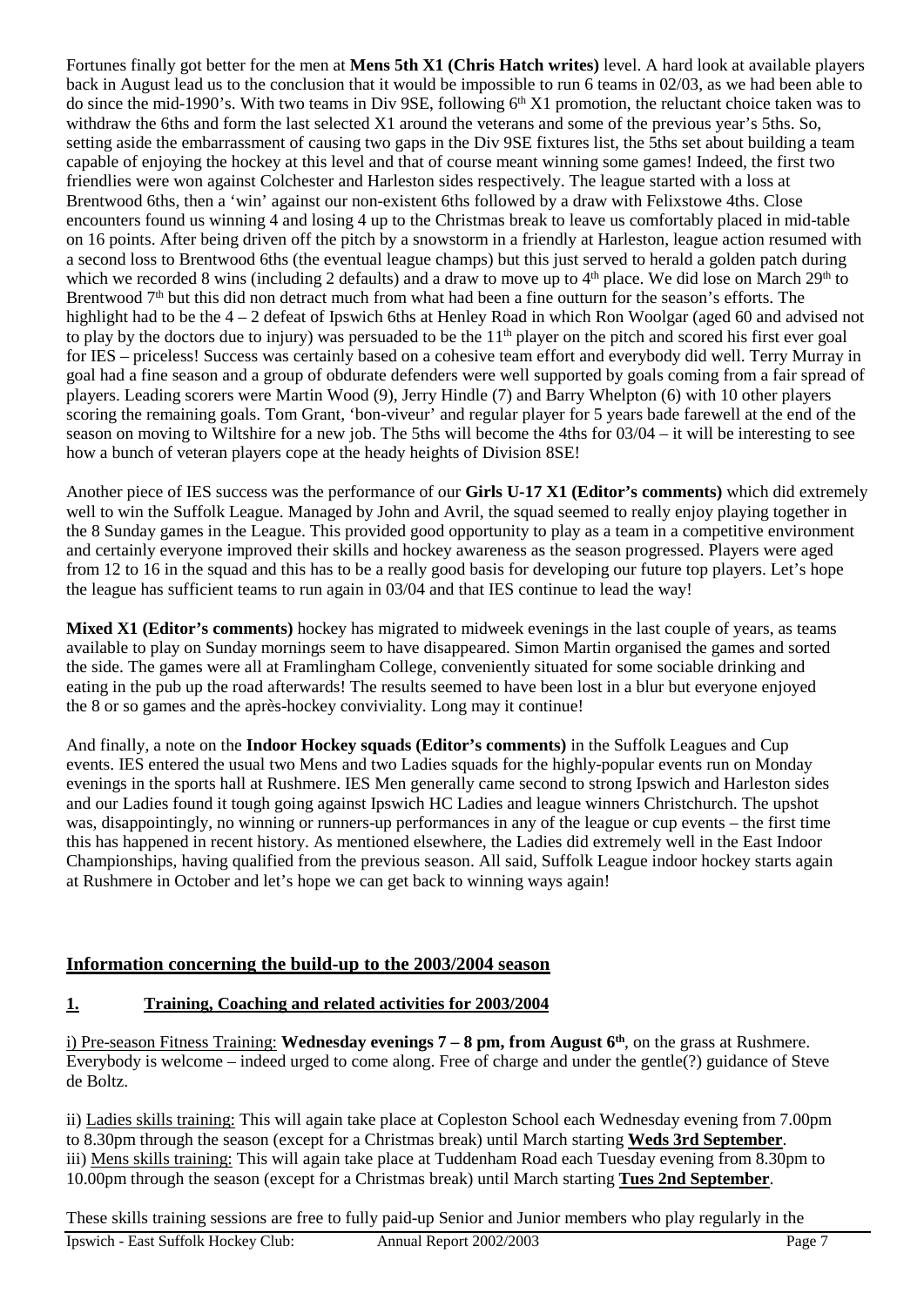Fortunes finally got better for the men at **Mens 5th X1 (Chris Hatch writes)** level. A hard look at available players back in August lead us to the conclusion that it would be impossible to run 6 teams in 02/03, as we had been able to do since the mid-1990's. With two teams in Div 9SE, following 6th X1 promotion, the reluctant choice taken was to withdraw the 6ths and form the last selected X1 around the veterans and some of the previous year's 5ths. So, setting aside the embarrassment of causing two gaps in the Div 9SE fixtures list, the 5ths set about building a team capable of enjoying the hockey at this level and that of course meant winning some games! Indeed, the first two friendlies were won against Colchester and Harleston sides respectively. The league started with a loss at Brentwood 6ths, then a 'win' against our non-existent 6ths followed by a draw with Felixstowe 4ths. Close encounters found us winning 4 and losing 4 up to the Christmas break to leave us comfortably placed in mid-table on 16 points. After being driven off the pitch by a snowstorm in a friendly at Harleston, league action resumed with a second loss to Brentwood 6ths (the eventual league champs) but this just served to herald a golden patch during which we recorded 8 wins (including 2 defaults) and a draw to move up to 4th place. We did lose on March 29th to Brentwood 7th but this did non detract much from what had been a fine outturn for the season's efforts. The highlight had to be the 4 – 2 defeat of Ipswich 6ths at Henley Road in which Ron Woolgar (aged 60 and advised not to play by the doctors due to injury) was persuaded to be the 11th player on the pitch and scored his first ever goal for IES – priceless! Success was certainly based on a cohesive team effort and everybody did well. Terry Murray in goal had a fine season and a group of obdurate defenders were well supported by goals coming from a fair spread of players. Leading scorers were Martin Wood (9), Jerry Hindle (7) and Barry Whelpton (6) with 10 other players scoring the remaining goals. Tom Grant, 'bon-viveur' and regular player for 5 years bade farewell at the end of the season on moving to Wiltshire for a new job. The 5ths will become the 4ths for 03/04 – it will be interesting to see how a bunch of veteran players cope at the heady heights of Division 8SE!

Another piece of IES success was the performance of our **Girls U-17 X1 (Editor's comments)** which did extremely well to win the Suffolk League. Managed by John and Avril, the squad seemed to really enjoy playing together in the 8 Sunday games in the League. This provided good opportunity to play as a team in a competitive environment and certainly everyone improved their skills and hockey awareness as the season progressed. Players were aged from 12 to 16 in the squad and this has to be a really good basis for developing our future top players. Let's hope the league has sufficient teams to run again in 03/04 and that IES continue to lead the way!

**Mixed X1 (Editor's comments)** hockey has migrated to midweek evenings in the last couple of years, as teams available to play on Sunday mornings seem to have disappeared. Simon Martin organised the games and sorted the side. The games were all at Framlingham College, conveniently situated for some sociable drinking and eating in the pub up the road afterwards! The results seemed to have been lost in a blur but everyone enjoyed the 8 or so games and the après-hockey conviviality. Long may it continue!

And finally, a note on the **Indoor Hockey squads (Editor's comments)** in the Suffolk Leagues and Cup events. IES entered the usual two Mens and two Ladies squads for the highly-popular events run on Monday evenings in the sports hall at Rushmere. IES Men generally came second to strong Ipswich and Harleston sides and our Ladies found it tough going against Ipswich HC Ladies and league winners Christchurch. The upshot was, disappointingly, no winning or runners-up performances in any of the league or cup events – the first time this has happened in recent history. As mentioned elsewhere, the Ladies did extremely well in the East Indoor Championships, having qualified from the previous season. All said, Suffolk League indoor hockey starts again at Rushmere in October and let's hope we can get back to winning ways again!

## Information concerning the build-up to the 2003/2004 season

### 1. Training, Coaching and related activities for 2003/2004

i) Pre-season Fitness Training: **Wednesday evenings 7 – 8 pm, from August 6th**, on the grass at Rushmere. Everybody is welcome – indeed urged to come along. Free of charge and under the gentle(?) guidance of Steve de Boltz.

ii) Ladies skills training: This will again take place at Copleston School each Wednesday evening from 7.00pm to 8.30pm through the season (except for a Christmas break) until March starting **Weds 3rd September**.
iii) Mens skills training: This will again take place at Tuddenham Road each Tuesday evening from 8.30pm to 10.00pm through the season (except for a Christmas break) until March starting **Tues 2nd September**.

These skills training sessions are free to fully paid-up Senior and Junior members who play regularly in the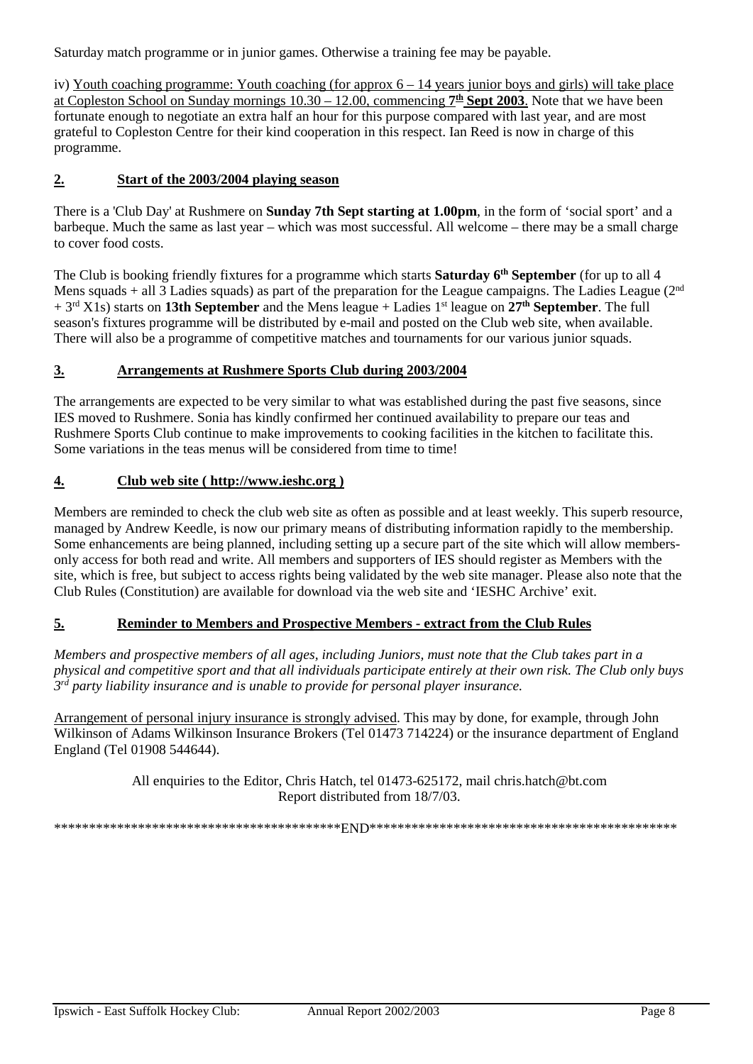Saturday match programme or in junior games. Otherwise a training fee may be payable.

iv) Youth coaching programme: Youth coaching (for approx 6 – 14 years junior boys and girls) will take place at Copleston School on Sunday mornings 10.30 – 12.00, commencing **7th Sept 2003**. Note that we have been fortunate enough to negotiate an extra half an hour for this purpose compared with last year, and are most grateful to Copleston Centre for their kind cooperation in this respect. Ian Reed is now in charge of this programme.

## 2. Start of the 2003/2004 playing season

There is a 'Club Day' at Rushmere on **Sunday 7th Sept starting at 1.00pm**, in the form of 'social sport' and a barbeque. Much the same as last year – which was most successful. All welcome – there may be a small charge to cover food costs.

The Club is booking friendly fixtures for a programme which starts **Saturday 6th September** (for up to all 4 Mens squads + all 3 Ladies squads) as part of the preparation for the League campaigns. The Ladies League (2nd + 3rd X1s) starts on **13th September** and the Mens league + Ladies 1st league on **27th September**. The full season's fixtures programme will be distributed by e-mail and posted on the Club web site, when available. There will also be a programme of competitive matches and tournaments for our various junior squads.

## 3. Arrangements at Rushmere Sports Club during 2003/2004

The arrangements are expected to be very similar to what was established during the past five seasons, since IES moved to Rushmere. Sonia has kindly confirmed her continued availability to prepare our teas and Rushmere Sports Club continue to make improvements to cooking facilities in the kitchen to facilitate this. Some variations in the teas menus will be considered from time to time!

## 4. Club web site ( http://www.ieshc.org )

Members are reminded to check the club web site as often as possible and at least weekly. This superb resource, managed by Andrew Keedle, is now our primary means of distributing information rapidly to the membership. Some enhancements are being planned, including setting up a secure part of the site which will allow members-only access for both read and write. All members and supporters of IES should register as Members with the site, which is free, but subject to access rights being validated by the web site manager. Please also note that the Club Rules (Constitution) are available for download via the web site and 'IESHC Archive' exit.

## 5. Reminder to Members and Prospective Members - extract from the Club Rules

*Members and prospective members of all ages, including Juniors, must note that the Club takes part in a physical and competitive sport and that all individuals participate entirely at their own risk. The Club only buys 3rd party liability insurance and is unable to provide for personal player insurance.*

Arrangement of personal injury insurance is strongly advised. This may by done, for example, through John Wilkinson of Adams Wilkinson Insurance Brokers (Tel 01473 714224) or the insurance department of England England (Tel 01908 544644).

All enquiries to the Editor, Chris Hatch, tel 01473-625172, mail chris.hatch@bt.com
Report distributed from 18/7/03.

******************************************END*********************************************